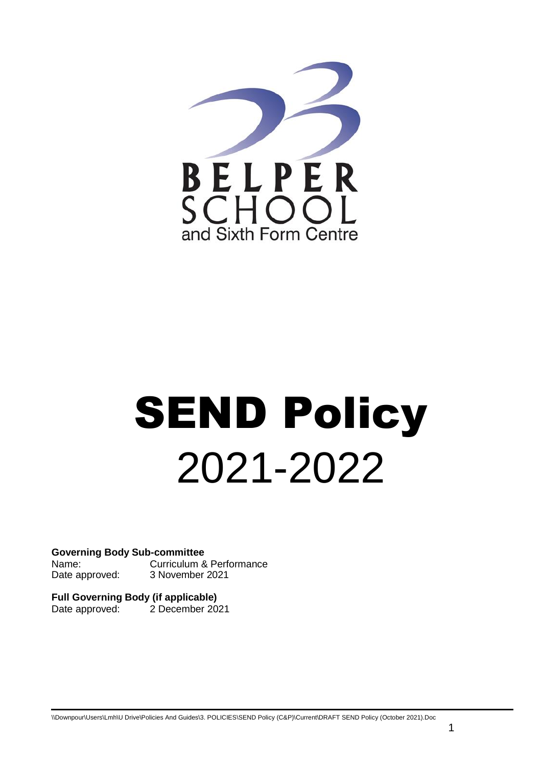BELPER SCHOOL

and Sixth Form Centre

# SEND Policy 2021-2022

**Governing Body Sub-committee**

Name: Curriculum & Performance

Date approved: 3 November 2021

**Full Governing Body (if applicable)**

Date approved: 2 December 2021

\\Downpour\Users\Lmh\U Drive\Policies And Guides\3. POLICIES\SEND Policy (C&P)\Current\DRAFT SEND Policy (October 2021).Doc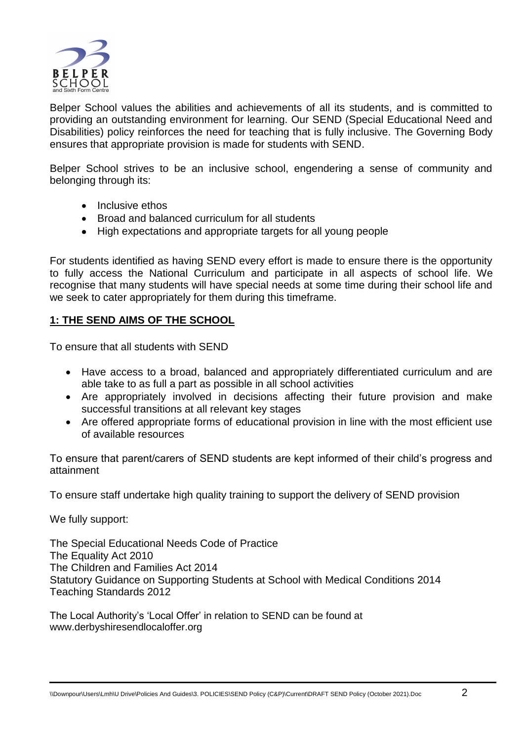Belper School values the abilities and achievements of all its students, and is committed to providing an outstanding environment for learning. Our SEND (Special Educational Need and Disabilities) policy reinforces the need for teaching that is fully inclusive. The Governing Body ensures that appropriate provision is made for students with SEND.

Belper School strives to be an inclusive school, engendering a sense of community and belonging through its:

- Inclusive ethos
- Broad and balanced curriculum for all students
- High expectations and appropriate targets for all young people

For students identified as having SEND every effort is made to ensure there is the opportunity to fully access the National Curriculum and participate in all aspects of school life. We recognise that many students will have special needs at some time during their school life and we seek to cater appropriately for them during this timeframe.

## 1: THE SEND AIMS OF THE SCHOOL

To ensure that all students with SEND

- Have access to a broad, balanced and appropriately differentiated curriculum and are able take to as full a part as possible in all school activities
- Are appropriately involved in decisions affecting their future provision and make successful transitions at all relevant key stages
- Are offered appropriate forms of educational provision in line with the most efficient use of available resources

To ensure that parent/carers of SEND students are kept informed of their child's progress and attainment

To ensure staff undertake high quality training to support the delivery of SEND provision

We fully support:

The Special Educational Needs Code of Practice
The Equality Act 2010
The Children and Families Act 2014
Statutory Guidance on Supporting Students at School with Medical Conditions 2014
Teaching Standards 2012

The Local Authority's 'Local Offer' in relation to SEND can be found at www.derbyshiresendlocaloffer.org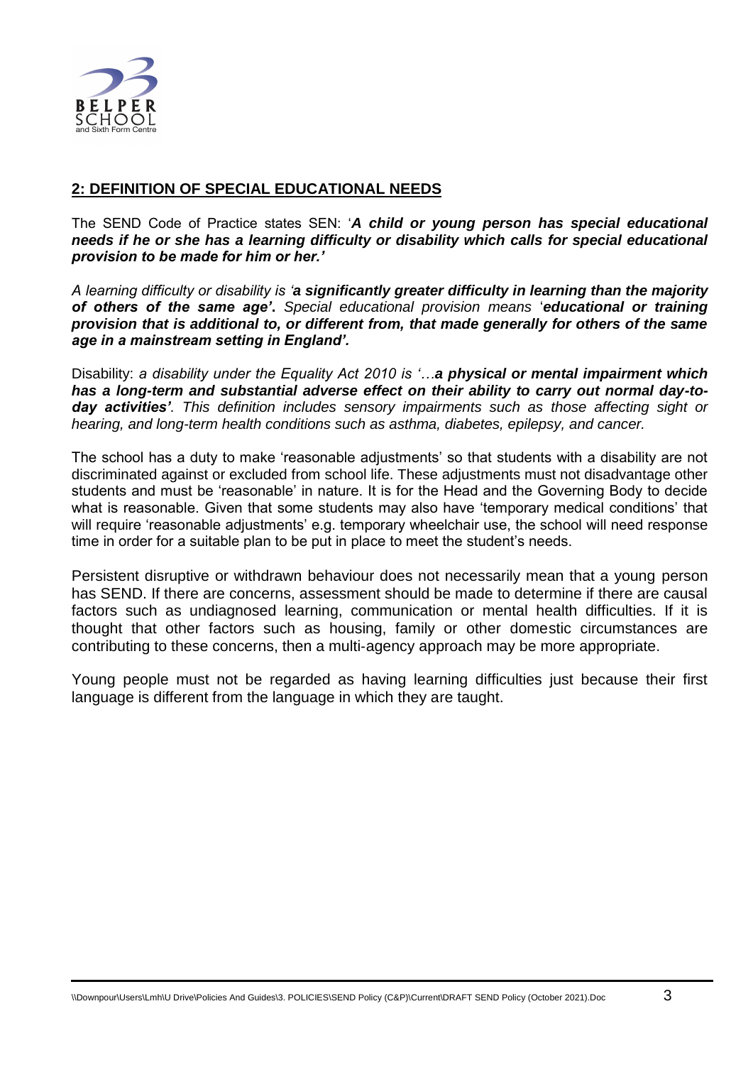## 2: DEFINITION OF SPECIAL EDUCATIONAL NEEDS

The SEND Code of Practice states SEN: '***A child or young person has special educational needs if he or she has a learning difficulty or disability which calls for special educational provision to be made for him or her.'***

*A learning difficulty or disability is '**a significantly greater difficulty in learning than the majority of others of the same age'**. Special educational provision means '**educational or training provision that is additional to, or different from, that made generally for others of the same age in a mainstream setting in England'.***

Disability: *a disability under the Equality Act 2010 is '…**a physical or mental impairment which has a long-term and substantial adverse effect on their ability to carry out normal day-to-day activities'**. This definition includes sensory impairments such as those affecting sight or hearing, and long-term health conditions such as asthma, diabetes, epilepsy, and cancer.*

The school has a duty to make 'reasonable adjustments' so that students with a disability are not discriminated against or excluded from school life. These adjustments must not disadvantage other students and must be 'reasonable' in nature. It is for the Head and the Governing Body to decide what is reasonable. Given that some students may also have 'temporary medical conditions' that will require 'reasonable adjustments' e.g. temporary wheelchair use, the school will need response time in order for a suitable plan to be put in place to meet the student's needs.

Persistent disruptive or withdrawn behaviour does not necessarily mean that a young person has SEND. If there are concerns, assessment should be made to determine if there are causal factors such as undiagnosed learning, communication or mental health difficulties. If it is thought that other factors such as housing, family or other domestic circumstances are contributing to these concerns, then a multi-agency approach may be more appropriate.

Young people must not be regarded as having learning difficulties just because their first language is different from the language in which they are taught.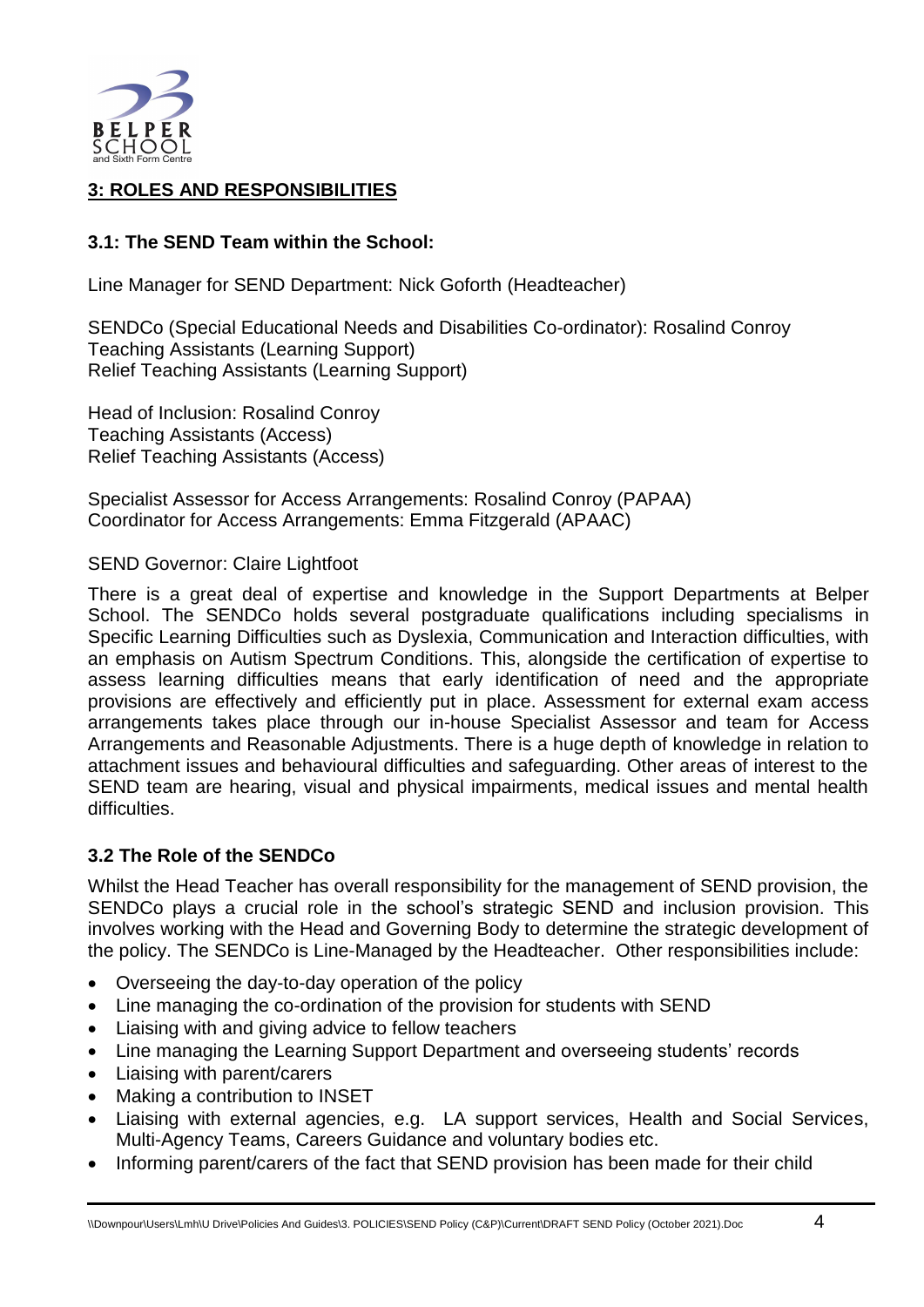## 3: ROLES AND RESPONSIBILITIES

### 3.1: The SEND Team within the School:

Line Manager for SEND Department: Nick Goforth (Headteacher)

SENDCo (Special Educational Needs and Disabilities Co-ordinator): Rosalind Conroy
Teaching Assistants (Learning Support)
Relief Teaching Assistants (Learning Support)

Head of Inclusion: Rosalind Conroy
Teaching Assistants (Access)
Relief Teaching Assistants (Access)

Specialist Assessor for Access Arrangements: Rosalind Conroy (PAPAA)
Coordinator for Access Arrangements: Emma Fitzgerald (APAAC)

SEND Governor: Claire Lightfoot

There is a great deal of expertise and knowledge in the Support Departments at Belper School. The SENDCo holds several postgraduate qualifications including specialisms in Specific Learning Difficulties such as Dyslexia, Communication and Interaction difficulties, with an emphasis on Autism Spectrum Conditions. This, alongside the certification of expertise to assess learning difficulties means that early identification of need and the appropriate provisions are effectively and efficiently put in place. Assessment for external exam access arrangements takes place through our in-house Specialist Assessor and team for Access Arrangements and Reasonable Adjustments. There is a huge depth of knowledge in relation to attachment issues and behavioural difficulties and safeguarding. Other areas of interest to the SEND team are hearing, visual and physical impairments, medical issues and mental health difficulties.

### 3.2 The Role of the SENDCo

Whilst the Head Teacher has overall responsibility for the management of SEND provision, the SENDCo plays a crucial role in the school's strategic SEND and inclusion provision. This involves working with the Head and Governing Body to determine the strategic development of the policy. The SENDCo is Line-Managed by the Headteacher. Other responsibilities include:

- Overseeing the day-to-day operation of the policy
- Line managing the co-ordination of the provision for students with SEND
- Liaising with and giving advice to fellow teachers
- Line managing the Learning Support Department and overseeing students' records
- Liaising with parent/carers
- Making a contribution to INSET
- Liaising with external agencies, e.g. LA support services, Health and Social Services, Multi-Agency Teams, Careers Guidance and voluntary bodies etc.
- Informing parent/carers of the fact that SEND provision has been made for their child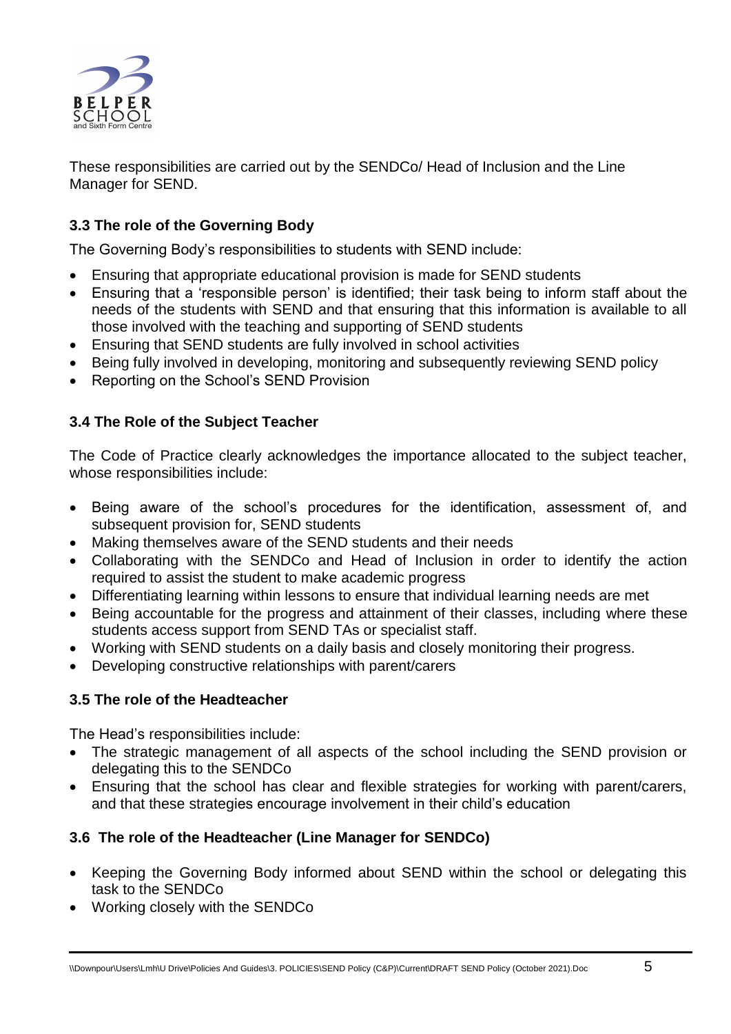These responsibilities are carried out by the SENDCo/ Head of Inclusion and the Line Manager for SEND.

### 3.3 The role of the Governing Body

The Governing Body's responsibilities to students with SEND include:

- Ensuring that appropriate educational provision is made for SEND students
- Ensuring that a 'responsible person' is identified; their task being to inform staff about the needs of the students with SEND and that ensuring that this information is available to all those involved with the teaching and supporting of SEND students
- Ensuring that SEND students are fully involved in school activities
- Being fully involved in developing, monitoring and subsequently reviewing SEND policy
- Reporting on the School's SEND Provision

### 3.4 The Role of the Subject Teacher

The Code of Practice clearly acknowledges the importance allocated to the subject teacher, whose responsibilities include:

- Being aware of the school's procedures for the identification, assessment of, and subsequent provision for, SEND students
- Making themselves aware of the SEND students and their needs
- Collaborating with the SENDCo and Head of Inclusion in order to identify the action required to assist the student to make academic progress
- Differentiating learning within lessons to ensure that individual learning needs are met
- Being accountable for the progress and attainment of their classes, including where these students access support from SEND TAs or specialist staff.
- Working with SEND students on a daily basis and closely monitoring their progress.
- Developing constructive relationships with parent/carers

### 3.5 The role of the Headteacher

The Head's responsibilities include:

- The strategic management of all aspects of the school including the SEND provision or delegating this to the SENDCo
- Ensuring that the school has clear and flexible strategies for working with parent/carers, and that these strategies encourage involvement in their child's education

### 3.6 The role of the Headteacher (Line Manager for SENDCo)

- Keeping the Governing Body informed about SEND within the school or delegating this task to the SENDCo
- Working closely with the SENDCo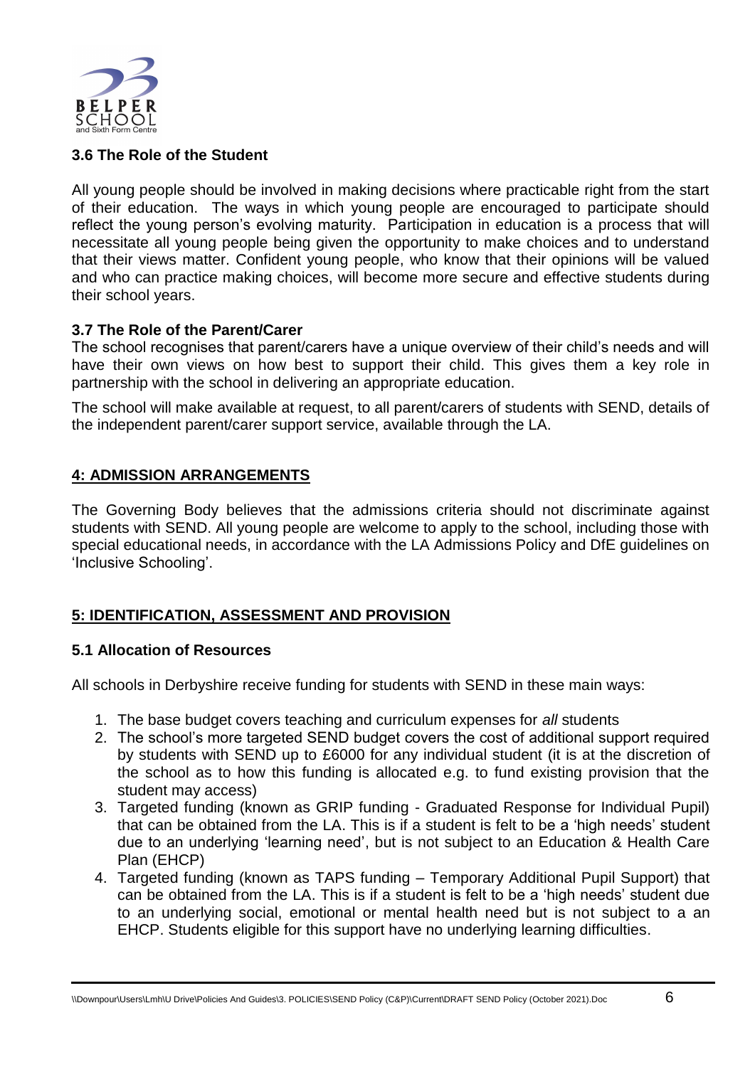### 3.6 The Role of the Student

All young people should be involved in making decisions where practicable right from the start of their education. The ways in which young people are encouraged to participate should reflect the young person's evolving maturity. Participation in education is a process that will necessitate all young people being given the opportunity to make choices and to understand that their views matter. Confident young people, who know that their opinions will be valued and who can practice making choices, will become more secure and effective students during their school years.

### 3.7 The Role of the Parent/Carer

The school recognises that parent/carers have a unique overview of their child's needs and will have their own views on how best to support their child. This gives them a key role in partnership with the school in delivering an appropriate education.

The school will make available at request, to all parent/carers of students with SEND, details of the independent parent/carer support service, available through the LA.

## 4: ADMISSION ARRANGEMENTS

The Governing Body believes that the admissions criteria should not discriminate against students with SEND. All young people are welcome to apply to the school, including those with special educational needs, in accordance with the LA Admissions Policy and DfE guidelines on 'Inclusive Schooling'.

## 5: IDENTIFICATION, ASSESSMENT AND PROVISION

### 5.1 Allocation of Resources

All schools in Derbyshire receive funding for students with SEND in these main ways:

1. The base budget covers teaching and curriculum expenses for *all* students
2. The school's more targeted SEND budget covers the cost of additional support required by students with SEND up to £6000 for any individual student (it is at the discretion of the school as to how this funding is allocated e.g. to fund existing provision that the student may access)
3. Targeted funding (known as GRIP funding - Graduated Response for Individual Pupil) that can be obtained from the LA. This is if a student is felt to be a 'high needs' student due to an underlying 'learning need', but is not subject to an Education & Health Care Plan (EHCP)
4. Targeted funding (known as TAPS funding – Temporary Additional Pupil Support) that can be obtained from the LA. This is if a student is felt to be a 'high needs' student due to an underlying social, emotional or mental health need but is not subject to a an EHCP. Students eligible for this support have no underlying learning difficulties.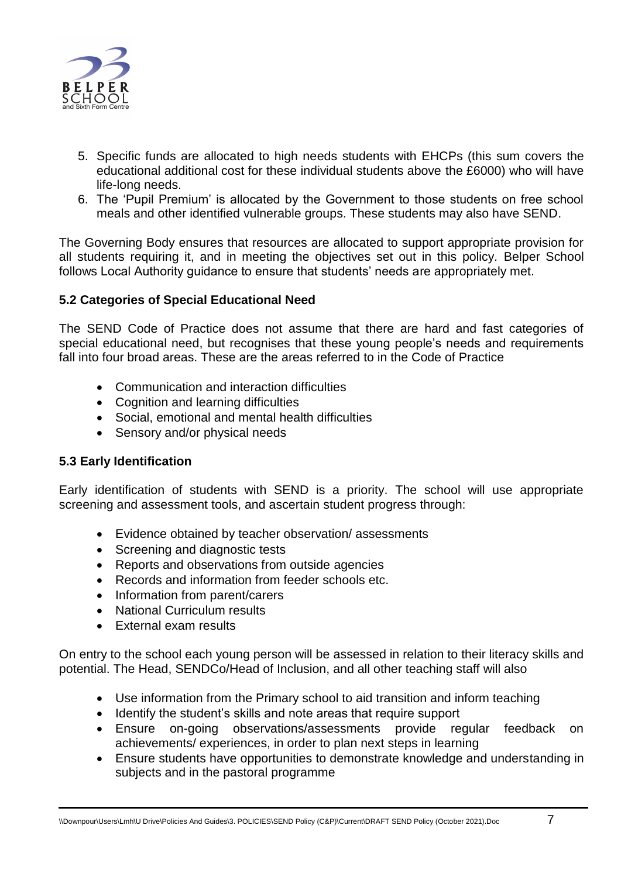5. Specific funds are allocated to high needs students with EHCPs (this sum covers the educational additional cost for these individual students above the £6000) who will have life-long needs.
6. The 'Pupil Premium' is allocated by the Government to those students on free school meals and other identified vulnerable groups. These students may also have SEND.

The Governing Body ensures that resources are allocated to support appropriate provision for all students requiring it, and in meeting the objectives set out in this policy. Belper School follows Local Authority guidance to ensure that students' needs are appropriately met.

### 5.2 Categories of Special Educational Need

The SEND Code of Practice does not assume that there are hard and fast categories of special educational need, but recognises that these young people's needs and requirements fall into four broad areas. These are the areas referred to in the Code of Practice

- Communication and interaction difficulties
- Cognition and learning difficulties
- Social, emotional and mental health difficulties
- Sensory and/or physical needs

### 5.3 Early Identification

Early identification of students with SEND is a priority. The school will use appropriate screening and assessment tools, and ascertain student progress through:

- Evidence obtained by teacher observation/ assessments
- Screening and diagnostic tests
- Reports and observations from outside agencies
- Records and information from feeder schools etc.
- Information from parent/carers
- National Curriculum results
- External exam results

On entry to the school each young person will be assessed in relation to their literacy skills and potential. The Head, SENDCo/Head of Inclusion, and all other teaching staff will also

- Use information from the Primary school to aid transition and inform teaching
- Identify the student's skills and note areas that require support
- Ensure on-going observations/assessments provide regular feedback on achievements/ experiences, in order to plan next steps in learning
- Ensure students have opportunities to demonstrate knowledge and understanding in subjects and in the pastoral programme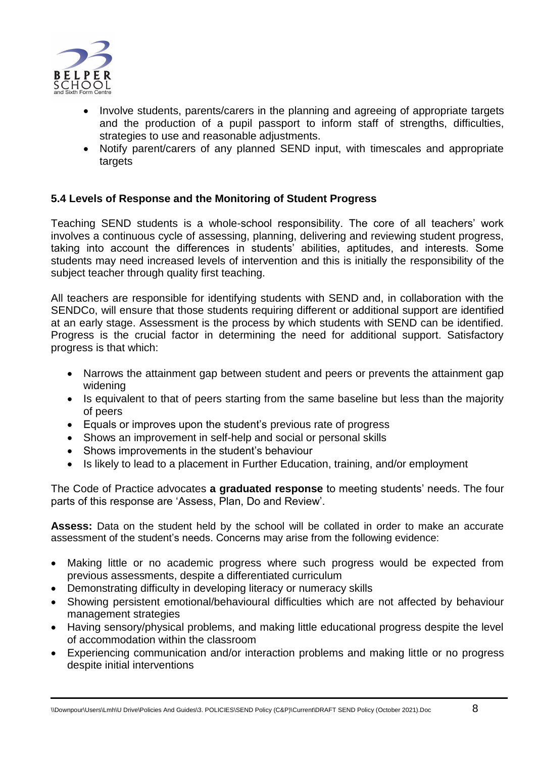- Involve students, parents/carers in the planning and agreeing of appropriate targets and the production of a pupil passport to inform staff of strengths, difficulties, strategies to use and reasonable adjustments.
- Notify parent/carers of any planned SEND input, with timescales and appropriate targets

### 5.4 Levels of Response and the Monitoring of Student Progress

Teaching SEND students is a whole-school responsibility. The core of all teachers' work involves a continuous cycle of assessing, planning, delivering and reviewing student progress, taking into account the differences in students' abilities, aptitudes, and interests. Some students may need increased levels of intervention and this is initially the responsibility of the subject teacher through quality first teaching.

All teachers are responsible for identifying students with SEND and, in collaboration with the SENDCo, will ensure that those students requiring different or additional support are identified at an early stage. Assessment is the process by which students with SEND can be identified. Progress is the crucial factor in determining the need for additional support. Satisfactory progress is that which:

- Narrows the attainment gap between student and peers or prevents the attainment gap widening
- Is equivalent to that of peers starting from the same baseline but less than the majority of peers
- Equals or improves upon the student's previous rate of progress
- Shows an improvement in self-help and social or personal skills
- Shows improvements in the student's behaviour
- Is likely to lead to a placement in Further Education, training, and/or employment

The Code of Practice advocates **a graduated response** to meeting students' needs. The four parts of this response are 'Assess, Plan, Do and Review'.

**Assess:** Data on the student held by the school will be collated in order to make an accurate assessment of the student's needs. Concerns may arise from the following evidence:

- Making little or no academic progress where such progress would be expected from previous assessments, despite a differentiated curriculum
- Demonstrating difficulty in developing literacy or numeracy skills
- Showing persistent emotional/behavioural difficulties which are not affected by behaviour management strategies
- Having sensory/physical problems, and making little educational progress despite the level of accommodation within the classroom
- Experiencing communication and/or interaction problems and making little or no progress despite initial interventions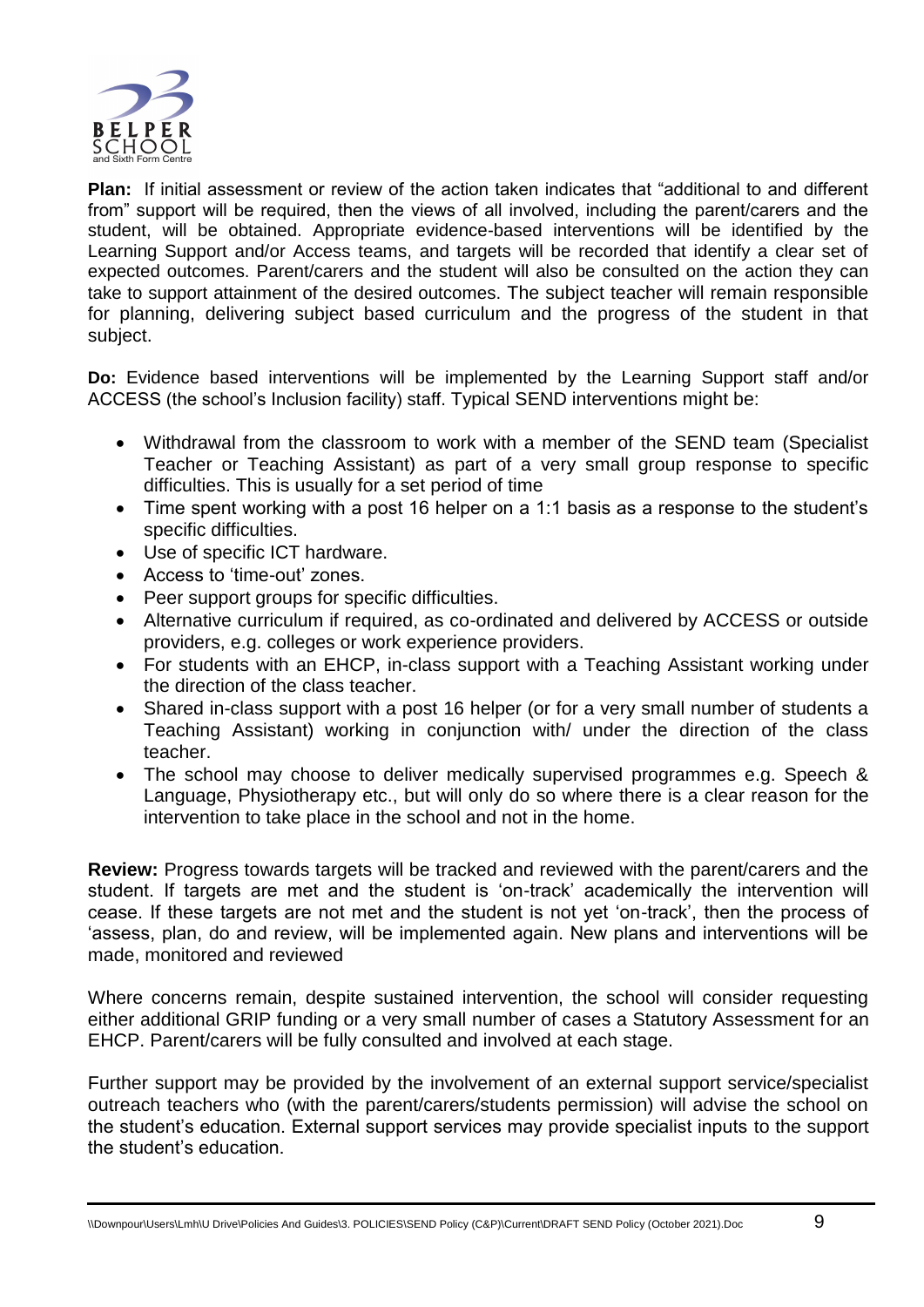**Plan:** If initial assessment or review of the action taken indicates that "additional to and different from" support will be required, then the views of all involved, including the parent/carers and the student, will be obtained. Appropriate evidence-based interventions will be identified by the Learning Support and/or Access teams, and targets will be recorded that identify a clear set of expected outcomes. Parent/carers and the student will also be consulted on the action they can take to support attainment of the desired outcomes. The subject teacher will remain responsible for planning, delivering subject based curriculum and the progress of the student in that subject.

**Do:** Evidence based interventions will be implemented by the Learning Support staff and/or ACCESS (the school's Inclusion facility) staff. Typical SEND interventions might be:

- Withdrawal from the classroom to work with a member of the SEND team (Specialist Teacher or Teaching Assistant) as part of a very small group response to specific difficulties. This is usually for a set period of time
- Time spent working with a post 16 helper on a 1:1 basis as a response to the student's specific difficulties.
- Use of specific ICT hardware.
- Access to 'time-out' zones.
- Peer support groups for specific difficulties.
- Alternative curriculum if required, as co-ordinated and delivered by ACCESS or outside providers, e.g. colleges or work experience providers.
- For students with an EHCP, in-class support with a Teaching Assistant working under the direction of the class teacher.
- Shared in-class support with a post 16 helper (or for a very small number of students a Teaching Assistant) working in conjunction with/ under the direction of the class teacher.
- The school may choose to deliver medically supervised programmes e.g. Speech & Language, Physiotherapy etc., but will only do so where there is a clear reason for the intervention to take place in the school and not in the home.

**Review:** Progress towards targets will be tracked and reviewed with the parent/carers and the student. If targets are met and the student is 'on-track' academically the intervention will cease. If these targets are not met and the student is not yet 'on-track', then the process of 'assess, plan, do and review, will be implemented again. New plans and interventions will be made, monitored and reviewed

Where concerns remain, despite sustained intervention, the school will consider requesting either additional GRIP funding or a very small number of cases a Statutory Assessment for an EHCP. Parent/carers will be fully consulted and involved at each stage.

Further support may be provided by the involvement of an external support service/specialist outreach teachers who (with the parent/carers/students permission) will advise the school on the student's education. External support services may provide specialist inputs to the support the student's education.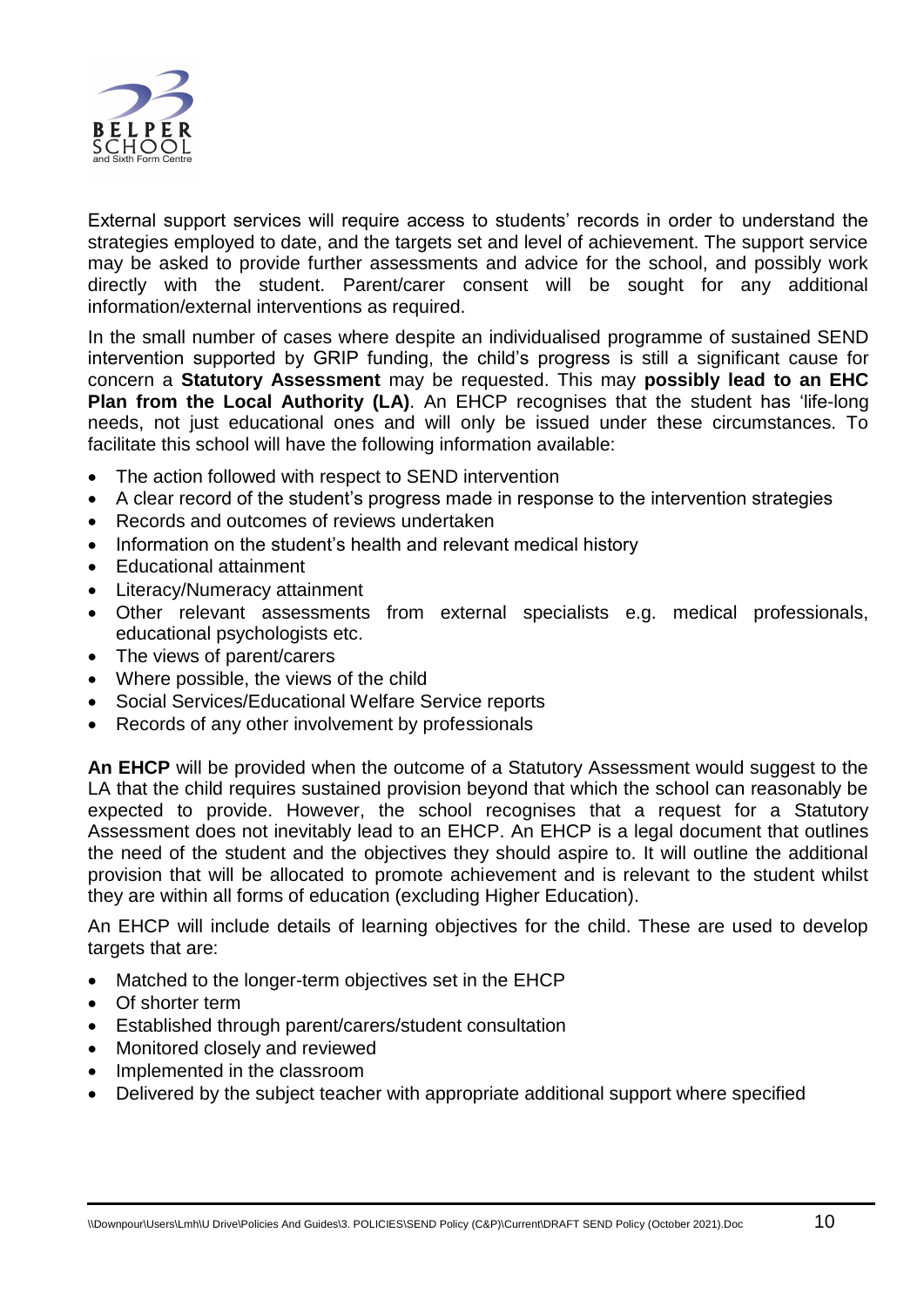External support services will require access to students' records in order to understand the strategies employed to date, and the targets set and level of achievement. The support service may be asked to provide further assessments and advice for the school, and possibly work directly with the student. Parent/carer consent will be sought for any additional information/external interventions as required.

In the small number of cases where despite an individualised programme of sustained SEND intervention supported by GRIP funding, the child's progress is still a significant cause for concern a **Statutory Assessment** may be requested. This may **possibly lead to an EHC Plan from the Local Authority (LA)**. An EHCP recognises that the student has 'life-long needs, not just educational ones and will only be issued under these circumstances. To facilitate this school will have the following information available:

- The action followed with respect to SEND intervention
- A clear record of the student's progress made in response to the intervention strategies
- Records and outcomes of reviews undertaken
- Information on the student's health and relevant medical history
- Educational attainment
- Literacy/Numeracy attainment
- Other relevant assessments from external specialists e.g. medical professionals, educational psychologists etc.
- The views of parent/carers
- Where possible, the views of the child
- Social Services/Educational Welfare Service reports
- Records of any other involvement by professionals

**An EHCP** will be provided when the outcome of a Statutory Assessment would suggest to the LA that the child requires sustained provision beyond that which the school can reasonably be expected to provide. However, the school recognises that a request for a Statutory Assessment does not inevitably lead to an EHCP. An EHCP is a legal document that outlines the need of the student and the objectives they should aspire to. It will outline the additional provision that will be allocated to promote achievement and is relevant to the student whilst they are within all forms of education (excluding Higher Education).

An EHCP will include details of learning objectives for the child. These are used to develop targets that are:

- Matched to the longer-term objectives set in the EHCP
- Of shorter term
- Established through parent/carers/student consultation
- Monitored closely and reviewed
- Implemented in the classroom
- Delivered by the subject teacher with appropriate additional support where specified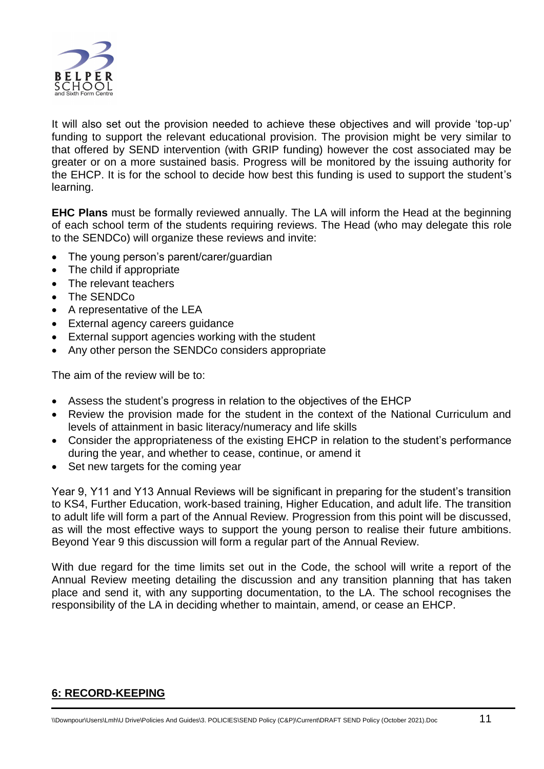It will also set out the provision needed to achieve these objectives and will provide 'top-up' funding to support the relevant educational provision. The provision might be very similar to that offered by SEND intervention (with GRIP funding) however the cost associated may be greater or on a more sustained basis. Progress will be monitored by the issuing authority for the EHCP. It is for the school to decide how best this funding is used to support the student's learning.

**EHC Plans** must be formally reviewed annually. The LA will inform the Head at the beginning of each school term of the students requiring reviews. The Head (who may delegate this role to the SENDCo) will organize these reviews and invite:

- The young person's parent/carer/guardian
- The child if appropriate
- The relevant teachers
- The SENDCo
- A representative of the LEA
- External agency careers guidance
- External support agencies working with the student
- Any other person the SENDCo considers appropriate

The aim of the review will be to:

- Assess the student's progress in relation to the objectives of the EHCP
- Review the provision made for the student in the context of the National Curriculum and levels of attainment in basic literacy/numeracy and life skills
- Consider the appropriateness of the existing EHCP in relation to the student's performance during the year, and whether to cease, continue, or amend it
- Set new targets for the coming year

Year 9, Y11 and Y13 Annual Reviews will be significant in preparing for the student's transition to KS4, Further Education, work-based training, Higher Education, and adult life. The transition to adult life will form a part of the Annual Review. Progression from this point will be discussed, as will the most effective ways to support the young person to realise their future ambitions. Beyond Year 9 this discussion will form a regular part of the Annual Review.

With due regard for the time limits set out in the Code, the school will write a report of the Annual Review meeting detailing the discussion and any transition planning that has taken place and send it, with any supporting documentation, to the LA. The school recognises the responsibility of the LA in deciding whether to maintain, amend, or cease an EHCP.

## 6: RECORD-KEEPING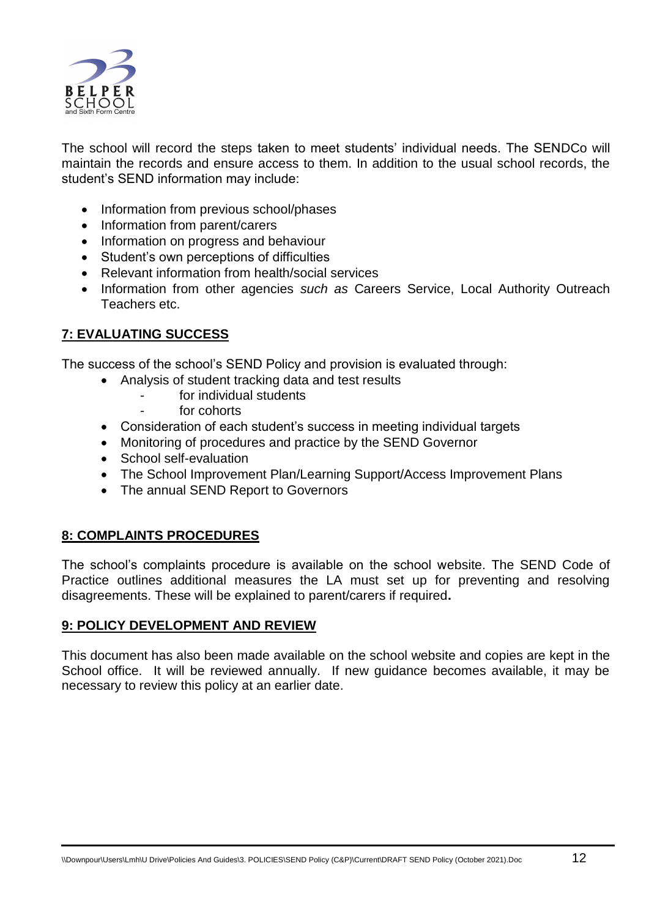The school will record the steps taken to meet students' individual needs. The SENDCo will maintain the records and ensure access to them. In addition to the usual school records, the student's SEND information may include:

- Information from previous school/phases
- Information from parent/carers
- Information on progress and behaviour
- Student's own perceptions of difficulties
- Relevant information from health/social services
- Information from other agencies *such as* Careers Service, Local Authority Outreach Teachers etc.

## 7: EVALUATING SUCCESS

The success of the school's SEND Policy and provision is evaluated through:

- Analysis of student tracking data and test results
  - for individual students
  - for cohorts
- Consideration of each student's success in meeting individual targets
- Monitoring of procedures and practice by the SEND Governor
- School self-evaluation
- The School Improvement Plan/Learning Support/Access Improvement Plans
- The annual SEND Report to Governors

## 8: COMPLAINTS PROCEDURES

The school's complaints procedure is available on the school website. The SEND Code of Practice outlines additional measures the LA must set up for preventing and resolving disagreements. These will be explained to parent/carers if required**.**

## 9: POLICY DEVELOPMENT AND REVIEW

This document has also been made available on the school website and copies are kept in the School office. It will be reviewed annually. If new guidance becomes available, it may be necessary to review this policy at an earlier date.